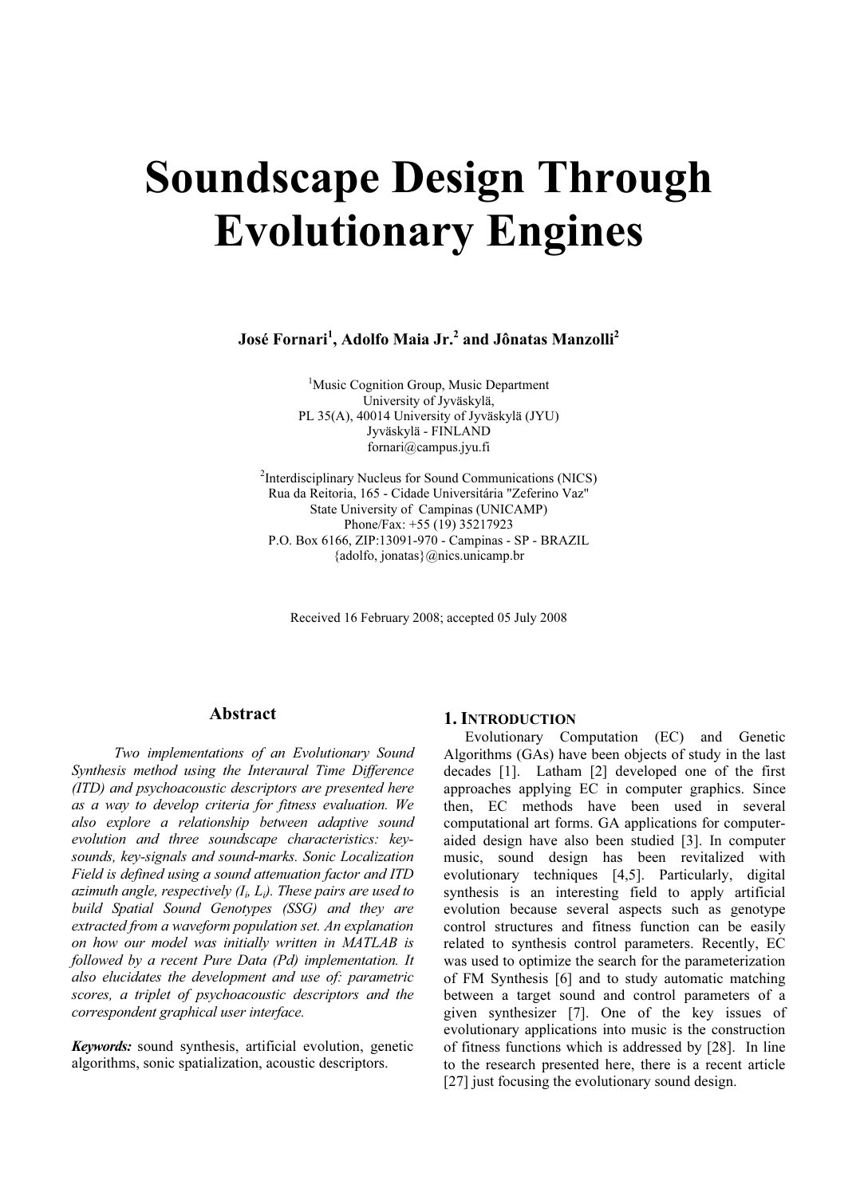# Soundscape Design Through Evolutionary Engines

**José Fornari[1], Adolfo Maia Jr.[2] and Jônatas Manzolli[2]**

[1]Music Cognition Group, Music Department
University of Jyväskylä,
PL 35(A), 40014 University of Jyväskylä (JYU)
Jyväskylä - FINLAND
fornari@campus.jyu.fi

[2]Interdisciplinary Nucleus for Sound Communications (NICS)
Rua da Reitoria, 165 - Cidade Universitária "Zeferino Vaz"
State University of Campinas (UNICAMP)
Phone/Fax: +55 (19) 35217923
P.O. Box 6166, ZIP:13091-970 - Campinas - SP - BRAZIL
{adolfo, jonatas}@nics.unicamp.br

Received 16 February 2008; accepted 05 July 2008

## Abstract

*Two implementations of an Evolutionary Sound Synthesis method using the Interaural Time Difference (ITD) and psychoacoustic descriptors are presented here as a way to develop criteria for fitness evaluation. We also explore a relationship between adaptive sound evolution and three soundscape characteristics: key-sounds, key-signals and sound-marks. Sonic Localization Field is defined using a sound attenuation factor and ITD azimuth angle, respectively ($I_i$, $L_i$). These pairs are used to build Spatial Sound Genotypes (SSG) and they are extracted from a waveform population set. An explanation on how our model was initially written in MATLAB is followed by a recent Pure Data (Pd) implementation. It also elucidates the development and use of: parametric scores, a triplet of psychoacoustic descriptors and the correspondent graphical user interface.*

***Keywords:*** sound synthesis, artificial evolution, genetic algorithms, sonic spatialization, acoustic descriptors.

## 1. Introduction

Evolutionary Computation (EC) and Genetic Algorithms (GAs) have been objects of study in the last decades [1]. Latham [2] developed one of the first approaches applying EC in computer graphics. Since then, EC methods have been used in several computational art forms. GA applications for computer-aided design have also been studied [3]. In computer music, sound design has been revitalized with evolutionary techniques [4,5]. Particularly, digital synthesis is an interesting field to apply artificial evolution because several aspects such as genotype control structures and fitness function can be easily related to synthesis control parameters. Recently, EC was used to optimize the search for the parameterization of FM Synthesis [6] and to study automatic matching between a target sound and control parameters of a given synthesizer [7]. One of the key issues of evolutionary applications into music is the construction of fitness functions which is addressed by [28]. In line to the research presented here, there is a recent article [27] just focusing the evolutionary sound design.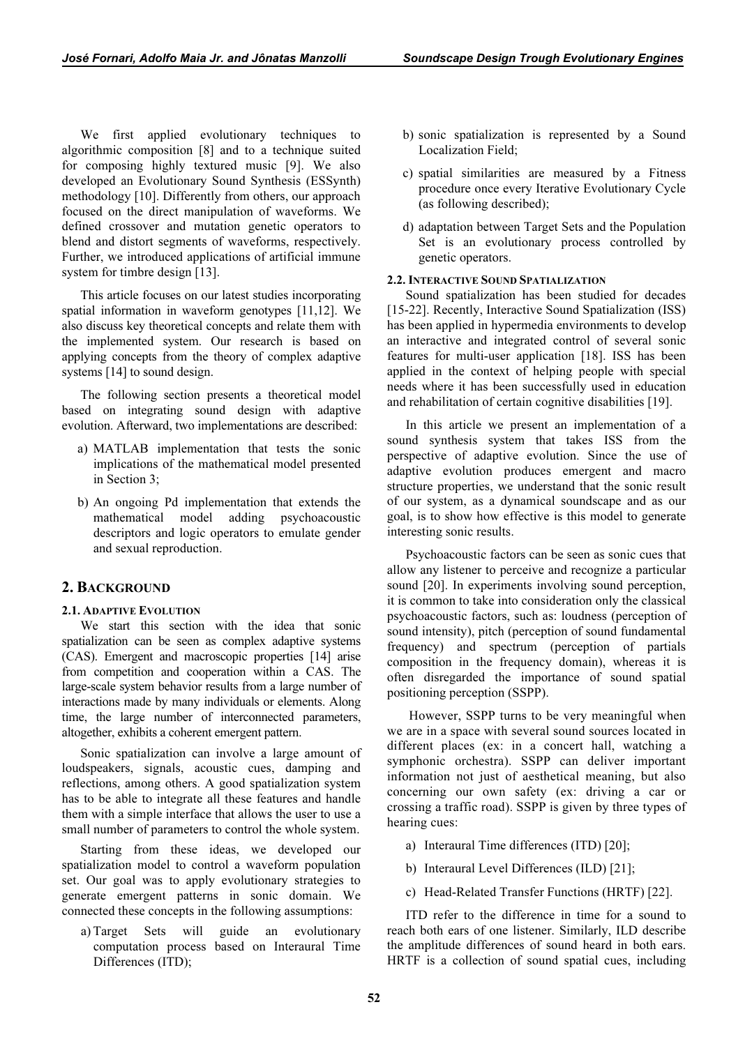We first applied evolutionary techniques to algorithmic composition [8] and to a technique suited for composing highly textured music [9]. We also developed an Evolutionary Sound Synthesis (ESSynth) methodology [10]. Differently from others, our approach focused on the direct manipulation of waveforms. We defined crossover and mutation genetic operators to blend and distort segments of waveforms, respectively. Further, we introduced applications of artificial immune system for timbre design [13].

This article focuses on our latest studies incorporating spatial information in waveform genotypes [11,12]. We also discuss key theoretical concepts and relate them with the implemented system. Our research is based on applying concepts from the theory of complex adaptive systems [14] to sound design.

The following section presents a theoretical model based on integrating sound design with adaptive evolution. Afterward, two implementations are described:

a) MATLAB implementation that tests the sonic implications of the mathematical model presented in Section 3;

b) An ongoing Pd implementation that extends the mathematical model adding psychoacoustic descriptors and logic operators to emulate gender and sexual reproduction.

## 2. Background

### 2.1. Adaptive Evolution

We start this section with the idea that sonic spatialization can be seen as complex adaptive systems (CAS). Emergent and macroscopic properties [14] arise from competition and cooperation within a CAS. The large-scale system behavior results from a large number of interactions made by many individuals or elements. Along time, the large number of interconnected parameters, altogether, exhibits a coherent emergent pattern.

Sonic spatialization can involve a large amount of loudspeakers, signals, acoustic cues, damping and reflections, among others. A good spatialization system has to be able to integrate all these features and handle them with a simple interface that allows the user to use a small number of parameters to control the whole system.

Starting from these ideas, we developed our spatialization model to control a waveform population set. Our goal was to apply evolutionary strategies to generate emergent patterns in sonic domain. We connected these concepts in the following assumptions:

a) Target Sets will guide an evolutionary computation process based on Interaural Time Differences (ITD);

b) sonic spatialization is represented by a Sound Localization Field;

c) spatial similarities are measured by a Fitness procedure once every Iterative Evolutionary Cycle (as following described);

d) adaptation between Target Sets and the Population Set is an evolutionary process controlled by genetic operators.

### 2.2. Interactive Sound Spatialization

Sound spatialization has been studied for decades [15-22]. Recently, Interactive Sound Spatialization (ISS) has been applied in hypermedia environments to develop an interactive and integrated control of several sonic features for multi-user application [18]. ISS has been applied in the context of helping people with special needs where it has been successfully used in education and rehabilitation of certain cognitive disabilities [19].

In this article we present an implementation of a sound synthesis system that takes ISS from the perspective of adaptive evolution. Since the use of adaptive evolution produces emergent and macro structure properties, we understand that the sonic result of our system, as a dynamical soundscape and as our goal, is to show how effective is this model to generate interesting sonic results.

Psychoacoustic factors can be seen as sonic cues that allow any listener to perceive and recognize a particular sound [20]. In experiments involving sound perception, it is common to take into consideration only the classical psychoacoustic factors, such as: loudness (perception of sound intensity), pitch (perception of sound fundamental frequency) and spectrum (perception of partials composition in the frequency domain), whereas it is often disregarded the importance of sound spatial positioning perception (SSPP).

However, SSPP turns to be very meaningful when we are in a space with several sound sources located in different places (ex: in a concert hall, watching a symphonic orchestra). SSPP can deliver important information not just of aesthetical meaning, but also concerning our own safety (ex: driving a car or crossing a traffic road). SSPP is given by three types of hearing cues:

a) Interaural Time differences (ITD) [20];

b) Interaural Level Differences (ILD) [21];

c) Head-Related Transfer Functions (HRTF) [22].

ITD refer to the difference in time for a sound to reach both ears of one listener. Similarly, ILD describe the amplitude differences of sound heard in both ears. HRTF is a collection of sound spatial cues, including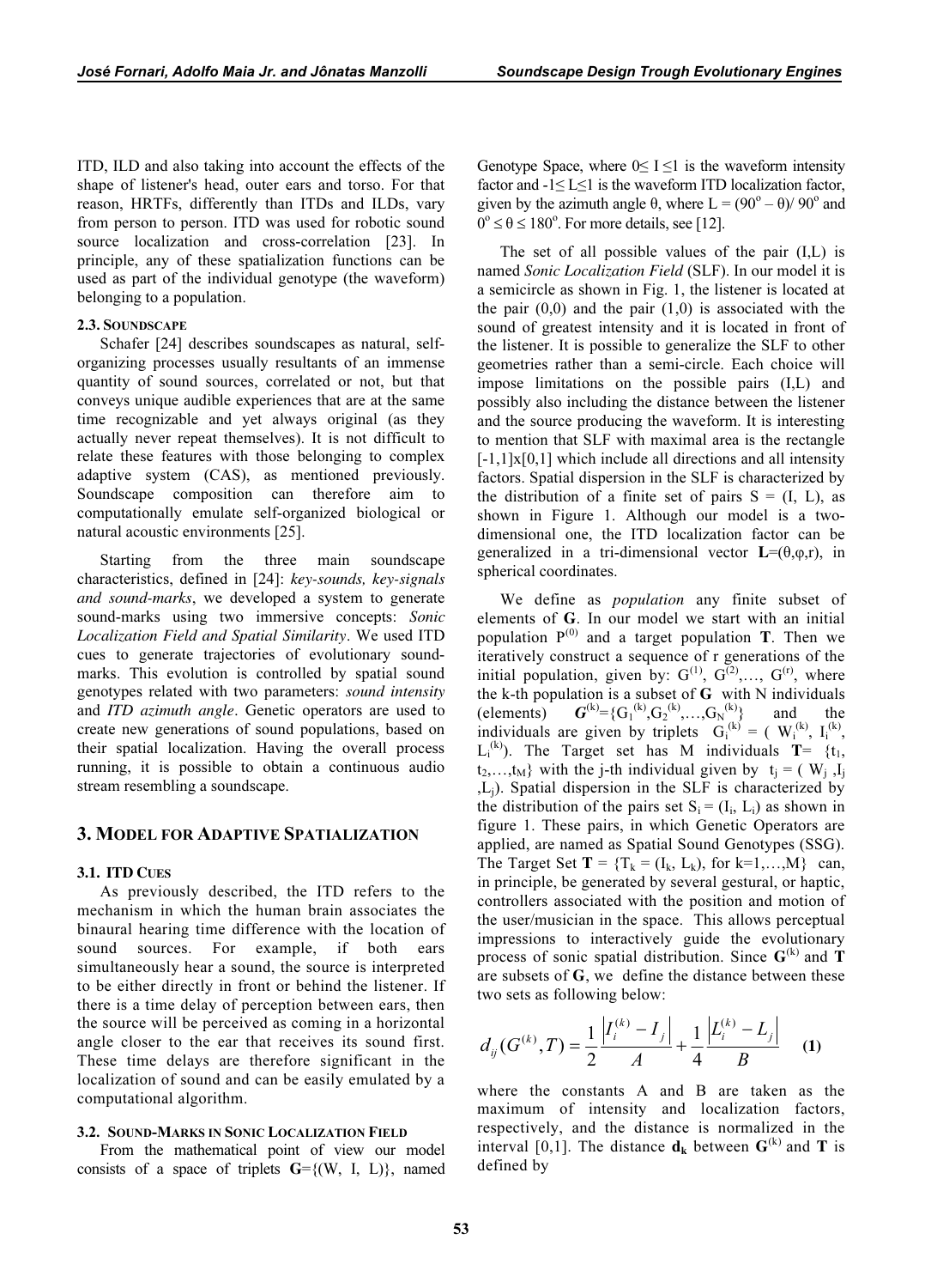ITD, ILD and also taking into account the effects of the shape of listener's head, outer ears and torso. For that reason, HRTFs, differently than ITDs and ILDs, vary from person to person. ITD was used for robotic sound source localization and cross-correlation [23]. In principle, any of these spatialization functions can be used as part of the individual genotype (the waveform) belonging to a population.

### 2.3. Soundscape

Schafer [24] describes soundscapes as natural, self-organizing processes usually resultants of an immense quantity of sound sources, correlated or not, but that conveys unique audible experiences that are at the same time recognizable and yet always original (as they actually never repeat themselves). It is not difficult to relate these features with those belonging to complex adaptive system (CAS), as mentioned previously. Soundscape composition can therefore aim to computationally emulate self-organized biological or natural acoustic environments [25].

Starting from the three main soundscape characteristics, defined in [24]: *key-sounds, key-signals and sound-marks*, we developed a system to generate sound-marks using two immersive concepts: *Sonic Localization Field and Spatial Similarity*. We used ITD cues to generate trajectories of evolutionary sound-marks. This evolution is controlled by spatial sound genotypes related with two parameters: *sound intensity* and *ITD azimuth angle*. Genetic operators are used to create new generations of sound populations, based on their spatial localization. Having the overall process running, it is possible to obtain a continuous audio stream resembling a soundscape.

## 3. Model for Adaptive Spatialization

### 3.1. ITD Cues

As previously described, the ITD refers to the mechanism in which the human brain associates the binaural hearing time difference with the location of sound sources. For example, if both ears simultaneously hear a sound, the source is interpreted to be either directly in front or behind the listener. If there is a time delay of perception between ears, then the source will be perceived as coming in a horizontal angle closer to the ear that receives its sound first. These time delays are therefore significant in the localization of sound and can be easily emulated by a computational algorithm.

### 3.2. Sound-Marks in Sonic Localization Field

From the mathematical point of view our model consists of a space of triplets $\mathbf{G}=\{(W, I, L)\}$, named Genotype Space, where $0 \leq I \leq 1$ is the waveform intensity factor and $-1 \leq L \leq 1$ is the waveform ITD localization factor, given by the azimuth angle $\theta$, where $L = (90^o - \theta)/ 90^o$ and $0^o \leq \theta \leq 180^o$. For more details, see [12].

The set of all possible values of the pair (I,L) is named *Sonic Localization Field* (SLF). In our model it is a semicircle as shown in Fig. 1, the listener is located at the pair (0,0) and the pair (1,0) is associated with the sound of greatest intensity and it is located in front of the listener. It is possible to generalize the SLF to other geometries rather than a semi-circle. Each choice will impose limitations on the possible pairs (I,L) and possibly also including the distance between the listener and the source producing the waveform. It is interesting to mention that SLF with maximal area is the rectangle $[-1,1]\mathrm{x}[0,1]$ which include all directions and all intensity factors. Spatial dispersion in the SLF is characterized by the distribution of a finite set of pairs $S = (I, L)$, as shown in Figure 1. Although our model is a two-dimensional one, the ITD localization factor can be generalized in a tri-dimensional vector $\mathbf{L}=(\theta,\varphi,r)$, in spherical coordinates.

We define as *population* any finite subset of elements of $\mathbf{G}$. In our model we start with an initial population $P^{(0)}$ and a target population $\mathbf{T}$. Then we iteratively construct a sequence of r generations of the initial population, given by: $G^{(1)}, G^{(2)},\ldots, G^{(r)}$, where the k-th population is a subset of $\mathbf{G}$ with N individuals (elements) $\mathbf{G}^{(k)}=\{G_1^{(k)},G_2^{(k)},\ldots,G_N^{(k)}\}$ and the individuals are given by triplets $G_i^{(k)} = ( W_i^{(k)}, I_i^{(k)}, L_i^{(k)})$. The Target set has M individuals $\mathbf{T}= \{t_1, t_2,\ldots,t_M\}$ with the j-th individual given by $t_j = ( W_j ,I_j ,L_j)$. Spatial dispersion in the SLF is characterized by the distribution of the pairs set $S_i = (I_i, L_i)$ as shown in figure 1. These pairs, in which Genetic Operators are applied, are named as Spatial Sound Genotypes (SSG). The Target Set $\mathbf{T} = \{T_k = (I_k, L_k)$, for $k=1,\ldots,M\}$ can, in principle, be generated by several gestural, or haptic, controllers associated with the position and motion of the user/musician in the space. This allows perceptual impressions to interactively guide the evolutionary process of sonic spatial distribution. Since $\mathbf{G}^{(k)}$ and $\mathbf{T}$ are subsets of $\mathbf{G}$, we define the distance between these two sets as following below:

$$d_{ij}(G^{(k)},T) = \frac{1}{2}\frac{\left|I_i^{(k)} - I_j\right|}{A} + \frac{1}{4}\frac{\left|L_i^{(k)} - L_j\right|}{B} \qquad \textbf{(1)}$$

where the constants A and B are taken as the maximum of intensity and localization factors, respectively, and the distance is normalized in the interval [0,1]. The distance $\mathbf{d_k}$ between $\mathbf{G}^{(k)}$ and $\mathbf{T}$ is defined by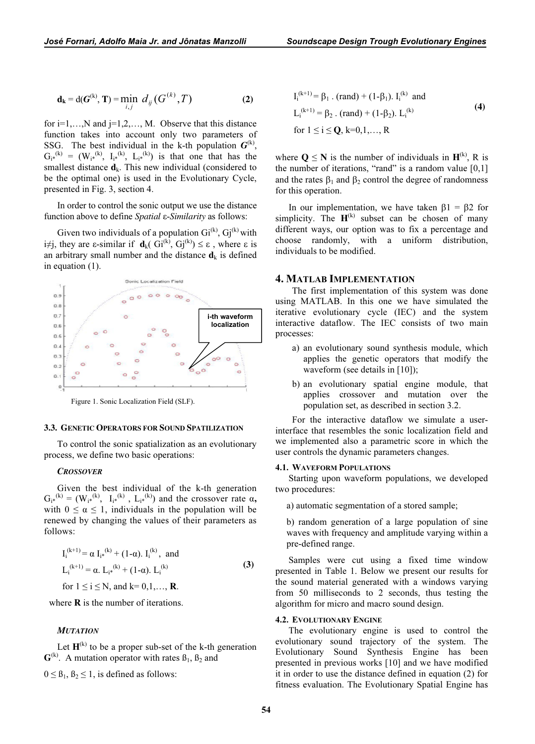$$\mathbf{d_k} = \mathrm{d}(\boldsymbol{G}^{(k)}, \mathbf{T}) = \min_{i,j} d_{ij}(G^{(k)}, T) \quad \textbf{(2)}$$

for i=1,…,N and j=1,2,…, M. Observe that this distance function takes into account only two parameters of SSG. The best individual in the k-th population $\boldsymbol{G}^{(k)}$, $G_{i^*}^{(k)} = (W_{i^*}^{(k)}, I_{i^*}^{(k)}, L_{i^*}^{(k)})$ is that one that has the smallest distance $\mathbf{d}_k$. This new individual (considered to be the optimal one) is used in the Evolutionary Cycle, presented in Fig. 3, section 4.

In order to control the sonic output we use the distance function above to define *Spatial* ε*-Similarity* as follows:

Given two individuals of a population $Gi^{(k)}$, $Gj^{(k)}$ with i≠j, they are ε-similar if $\mathbf{d}_k(Gi^{(k)}, Gj^{(k)}) \leq \varepsilon$, where ε is an arbitrary small number and the distance $\mathbf{d}_k$ is defined in equation (1).

Figure 1. Sonic Localization Field (SLF).

### 3.3. Genetic Operators for Sound Spatilization

To control the sonic spatialization as an evolutionary process, we define two basic operations:

***Crossover***

Given the best individual of the k-th generation $G_{i^*}^{(k)} = (W_{i^*}^{(k)}, I_{i^*}^{(k)}, L_{i^*}^{(k)})$ and the crossover rate α, with $0 \leq \alpha \leq 1$, individuals in the population will be renewed by changing the values of their parameters as follows:

$$I_i^{(k+1)} = \alpha\, I_{i^*}^{(k)} + (1-\alpha).\, I_i^{(k)}, \text{ and}$$
$$L_i^{(k+1)} = \alpha.\, L_{i^*}^{(k)} + (1-\alpha).\, L_i^{(k)} \quad \textbf{(3)}$$
$$\text{for } 1 \leq i \leq N, \text{ and } k = 0,1,\ldots, \mathbf{R}.$$

where **R** is the number of iterations.

***Mutation***

Let $\mathbf{H}^{(k)}$ to be a proper sub-set of the k-th generation $\mathbf{G}^{(k)}$. A mutation operator with rates $ß_1$, $ß_2$ and $0 \leq ß_1, ß_2 \leq 1$, is defined as follows:

$$I_i^{(k+1)} = \beta_1 . (\text{rand}) + (1-\beta_1).\, I_i^{(k)} \text{ and}$$
$$L_i^{(k+1)} = \beta_2 . (\text{rand}) + (1-\beta_2).\, L_i^{(k)} \quad \textbf{(4)}$$
$$\text{for } 1 \leq i \leq \mathbf{Q}, \; k=0,1,\ldots, R$$

where $\mathbf{Q} \leq \mathbf{N}$ is the number of individuals in $\mathbf{H}^{(k)}$, R is the number of iterations, "rand" is a random value [0,1] and the rates $\beta_1$ and $\beta_2$ control the degree of randomness for this operation.

In our implementation, we have taken $\beta 1 = \beta 2$ for simplicity. The $\mathbf{H}^{(k)}$ subset can be chosen of many different ways, our option was to fix a percentage and choose randomly, with a uniform distribution, individuals to be modified.

## 4. Matlab Implementation

The first implementation of this system was done using MATLAB. In this one we have simulated the iterative evolutionary cycle (IEC) and the system interactive dataflow. The IEC consists of two main processes:

a) an evolutionary sound synthesis module, which applies the genetic operators that modify the waveform (see details in [10]);

b) an evolutionary spatial engine module, that applies crossover and mutation over the population set, as described in section 3.2.

For the interactive dataflow we simulate a user-interface that resembles the sonic localization field and we implemented also a parametric score in which the user controls the dynamic parameters changes.

### 4.1. Waveform Populations

Starting upon waveform populations, we developed two procedures:

a) automatic segmentation of a stored sample;

b) random generation of a large population of sine waves with frequency and amplitude varying within a pre-defined range.

Samples were cut using a fixed time window presented in Table 1. Below we present our results for the sound material generated with a windows varying from 50 milliseconds to 2 seconds, thus testing the algorithm for micro and macro sound design.

### 4.2. Evolutionary Engine

The evolutionary engine is used to control the evolutionary sound trajectory of the system. The Evolutionary Sound Synthesis Engine has been presented in previous works [10] and we have modified it in order to use the distance defined in equation (2) for fitness evaluation. The Evolutionary Spatial Engine has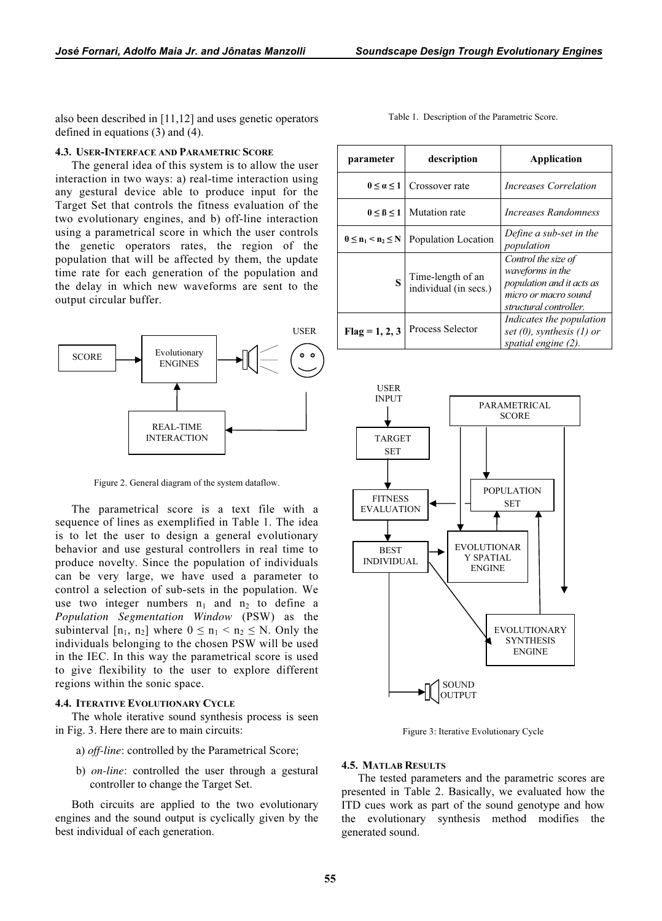also been described in [11,12] and uses genetic operators defined in equations (3) and (4).

### 4.3. User-Interface and Parametric Score

The general idea of this system is to allow the user interaction in two ways: a) real-time interaction using any gestural device able to produce input for the Target Set that controls the fitness evaluation of the two evolutionary engines, and b) off-line interaction using a parametrical score in which the user controls the genetic operators rates, the region of the population that will be affected by them, the update time rate for each generation of the population and the delay in which new waveforms are sent to the output circular buffer.

Figure 2. General diagram of the system dataflow.

The parametrical score is a text file with a sequence of lines as exemplified in Table 1. The idea is to let the user to design a general evolutionary behavior and use gestural controllers in real time to produce novelty. Since the population of individuals can be very large, we have used a parameter to control a selection of sub-sets in the population. We use two integer numbers $n_1$ and $n_2$ to define a *Population Segmentation Window* (PSW) as the subinterval $[n_1, n_2]$ where $0 \leq n_1 < n_2 \leq N$. Only the individuals belonging to the chosen PSW will be used in the IEC. In this way the parametrical score is used to give flexibility to the user to explore different regions within the sonic space.

### 4.4. Iterative Evolutionary Cycle

The whole iterative sound synthesis process is seen in Fig. 3. Here there are to main circuits:

a) *off-line*: controlled by the Parametrical Score;

b) *on-line*: controlled the user through a gestural controller to change the Target Set.

Both circuits are applied to the two evolutionary engines and the sound output is cyclically given by the best individual of each generation.

Table 1. Description of the Parametric Score.

| parameter | description | Application |
|---|---|---|
| $0 \leq \alpha \leq 1$ | Crossover rate | *Increases Correlation* |
| $0 \leq \beta \leq 1$ | Mutation rate | *Increases Randomness* |
| $0 \leq n_1 < n_2 \leq N$ | Population Location | *Define a sub-set in the population* |
| **S** | Time-length of an individual (in secs.) | *Control the size of waveforms in the population and it acts as micro or macro sound structural controller.* |
| **Flag = 1, 2, 3** | Process Selector | *Indicates the population set (0), synthesis (1) or spatial engine (2).* |

Figure 3: Iterative Evolutionary Cycle

### 4.5. Matlab Results

The tested parameters and the parametric scores are presented in Table 2. Basically, we evaluated how the ITD cues work as part of the sound genotype and how the evolutionary synthesis method modifies the generated sound.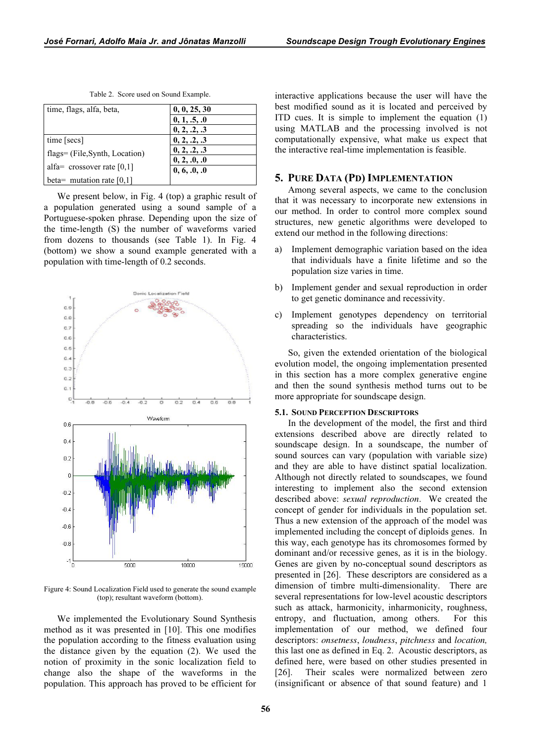Table 2. Score used on Sound Example.

| time, flags, alfa, beta, | 0, 0, 25, 30 |
|---|---|
| | 0, 1, .5, .0 |
| | 0, 2, .2, .3 |
| time [secs] | 0, 2, .2, .3 |
| flags= (File,Synth, Location) | 0, 2, .2, .3 |
| alfa= crossover rate [0,1] | 0, 2, .0, .0 |
| beta= mutation rate [0,1] | 0, 6, .0, .0 |

We present below, in Fig. 4 (top) a graphic result of a population generated using a sound sample of a Portuguese-spoken phrase. Depending upon the size of the time-length (S) the number of waveforms varied from dozens to thousands (see Table 1). In Fig. 4 (bottom) we show a sound example generated with a population with time-length of 0.2 seconds.

Figure 4: Sound Localization Field used to generate the sound example (top); resultant waveform (bottom).

We implemented the Evolutionary Sound Synthesis method as it was presented in [10]. This one modifies the population according to the fitness evaluation using the distance given by the equation (2). We used the notion of proximity in the sonic localization field to change also the shape of the waveforms in the population. This approach has proved to be efficient for interactive applications because the user will have the best modified sound as it is located and perceived by ITD cues. It is simple to implement the equation (1) using MATLAB and the processing involved is not computationally expensive, what make us expect that the interactive real-time implementation is feasible.

## 5. Pure Data (PD) Implementation

Among several aspects, we came to the conclusion that it was necessary to incorporate new extensions in our method. In order to control more complex sound structures, new genetic algorithms were developed to extend our method in the following directions:

a) Implement demographic variation based on the idea that individuals have a finite lifetime and so the population size varies in time.

b) Implement gender and sexual reproduction in order to get genetic dominance and recessivity.

c) Implement genotypes dependency on territorial spreading so the individuals have geographic characteristics.

So, given the extended orientation of the biological evolution model, the ongoing implementation presented in this section has a more complex generative engine and then the sound synthesis method turns out to be more appropriate for soundscape design.

### 5.1. Sound Perception Descriptors

In the development of the model, the first and third extensions described above are directly related to soundscape design. In a soundscape, the number of sound sources can vary (population with variable size) and they are able to have distinct spatial localization. Although not directly related to soundscapes, we found interesting to implement also the second extension described above: *sexual reproduction*. We created the concept of gender for individuals in the population set. Thus a new extension of the approach of the model was implemented including the concept of diploids genes. In this way, each genotype has its chromosomes formed by dominant and/or recessive genes, as it is in the biology. Genes are given by no-conceptual sound descriptors as presented in [26]. These descriptors are considered as a dimension of timbre multi-dimensionality. There are several representations for low-level acoustic descriptors such as attack, harmonicity, inharmonicity, roughness, entropy, and fluctuation, among others. For this implementation of our method, we defined four descriptors: *onsetness*, *loudness*, *pitchness* and *location*, this last one as defined in Eq. 2. Acoustic descriptors, as defined here, were based on other studies presented in [26]. Their scales were normalized between zero (insignificant or absence of that sound feature) and 1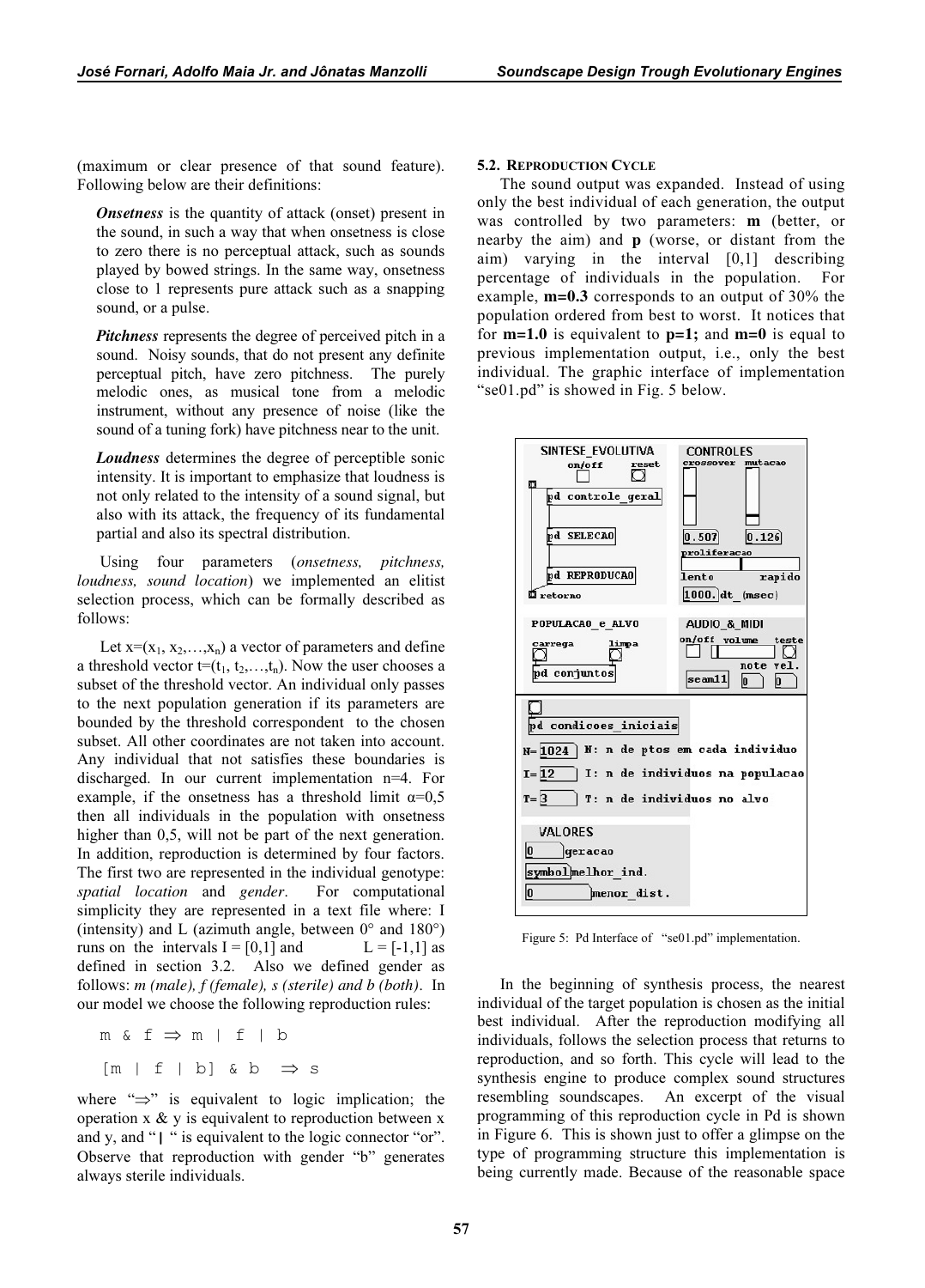(maximum or clear presence of that sound feature). Following below are their definitions:

***Onsetness*** is the quantity of attack (onset) present in the sound, in such a way that when onsetness is close to zero there is no perceptual attack, such as sounds played by bowed strings. In the same way, onsetness close to 1 represents pure attack such as a snapping sound, or a pulse.

***Pitchness*** represents the degree of perceived pitch in a sound. Noisy sounds, that do not present any definite perceptual pitch, have zero pitchness. The purely melodic ones, as musical tone from a melodic instrument, without any presence of noise (like the sound of a tuning fork) have pitchness near to the unit.

***Loudness*** determines the degree of perceptible sonic intensity. It is important to emphasize that loudness is not only related to the intensity of a sound signal, but also with its attack, the frequency of its fundamental partial and also its spectral distribution.

Using four parameters (*onsetness, pitchness, loudness, sound location*) we implemented an elitist selection process, which can be formally described as follows:

Let $x=(x_1, x_2,\ldots,x_n)$ a vector of parameters and define a threshold vector $t=(t_1, t_2,\ldots,t_n)$. Now the user chooses a subset of the threshold vector. An individual only passes to the next population generation if its parameters are bounded by the threshold correspondent to the chosen subset. All other coordinates are not taken into account. Any individual that not satisfies these boundaries is discharged. In our current implementation n=4. For example, if the onsetness has a threshold limit $\alpha$=0,5 then all individuals in the population with onsetness higher than 0,5, will not be part of the next generation. In addition, reproduction is determined by four factors. The first two are represented in the individual genotype: *spatial location* and *gender*. For computational simplicity they are represented in a text file where: I (intensity) and L (azimuth angle, between 0° and 180°) runs on the intervals I = [0,1] and L = [-1,1] as defined in section 3.2. Also we defined gender as follows: *m (male), f (female), s (sterile) and b (both)*. In our model we choose the following reproduction rules:

```
m & f ⇒ m | f | b
[m | f | b] & b  ⇒ s
```

where "⇒" is equivalent to logic implication; the operation x & y is equivalent to reproduction between x and y, and "**|**" is equivalent to the logic connector "or". Observe that reproduction with gender "b" generates always sterile individuals.

### 5.2. Reproduction Cycle

The sound output was expanded. Instead of using only the best individual of each generation, the output was controlled by two parameters: **m** (better, or nearby the aim) and **p** (worse, or distant from the aim) varying in the interval [0,1] describing percentage of individuals in the population. For example, **m=0.3** corresponds to an output of 30% the population ordered from best to worst. It notices that for **m=1.0** is equivalent to **p=1;** and **m=0** is equal to previous implementation output, i.e., only the best individual. The graphic interface of implementation "se01.pd" is showed in Fig. 5 below.

Figure 5: Pd Interface of "se01.pd" implementation.

In the beginning of synthesis process, the nearest individual of the target population is chosen as the initial best individual. After the reproduction modifying all individuals, follows the selection process that returns to reproduction, and so forth. This cycle will lead to the synthesis engine to produce complex sound structures resembling soundscapes. An excerpt of the visual programming of this reproduction cycle in Pd is shown in Figure 6. This is shown just to offer a glimpse on the type of programming structure this implementation is being currently made. Because of the reasonable space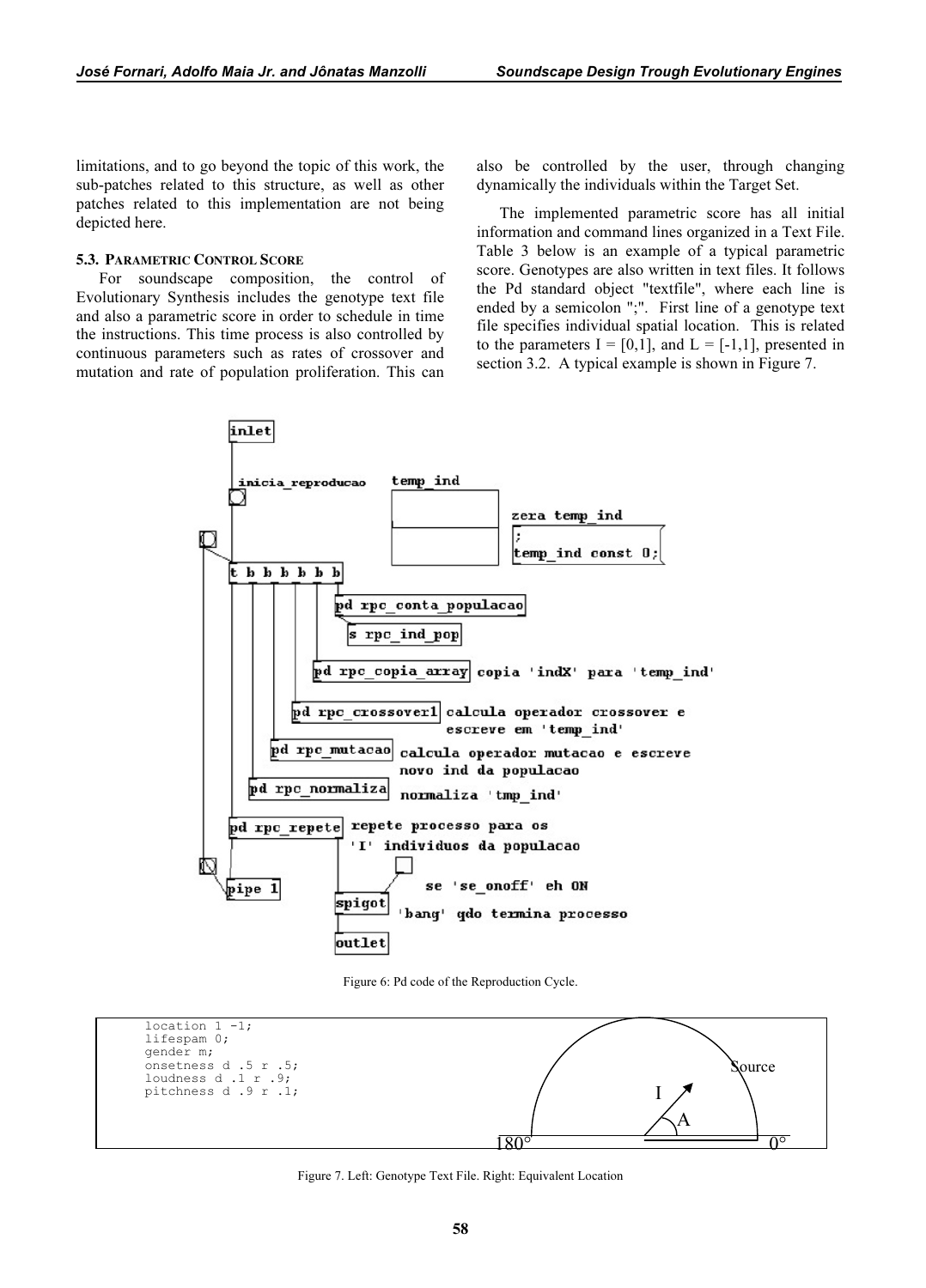limitations, and to go beyond the topic of this work, the sub-patches related to this structure, as well as other patches related to this implementation are not being depicted here.

### 5.3. Parametric Control Score

For soundscape composition, the control of Evolutionary Synthesis includes the genotype text file and also a parametric score in order to schedule in time the instructions. This time process is also controlled by continuous parameters such as rates of crossover and mutation and rate of population proliferation. This can also be controlled by the user, through changing dynamically the individuals within the Target Set.

The implemented parametric score has all initial information and command lines organized in a Text File. Table 3 below is an example of a typical parametric score. Genotypes are also written in text files. It follows the Pd standard object "textfile", where each line is ended by a semicolon ";". First line of a genotype text file specifies individual spatial location. This is related to the parameters I = [0,1], and L = [-1,1], presented in section 3.2. A typical example is shown in Figure 7.

Figure 6: Pd code of the Reproduction Cycle.

```
location 1 -1;
lifespam 0;
gender m;
onsetness d .5 r .5;
loudness d .1 r .9;
pitchness d .9 r .1;
```

Figure 7. Left: Genotype Text File. Right: Equivalent Location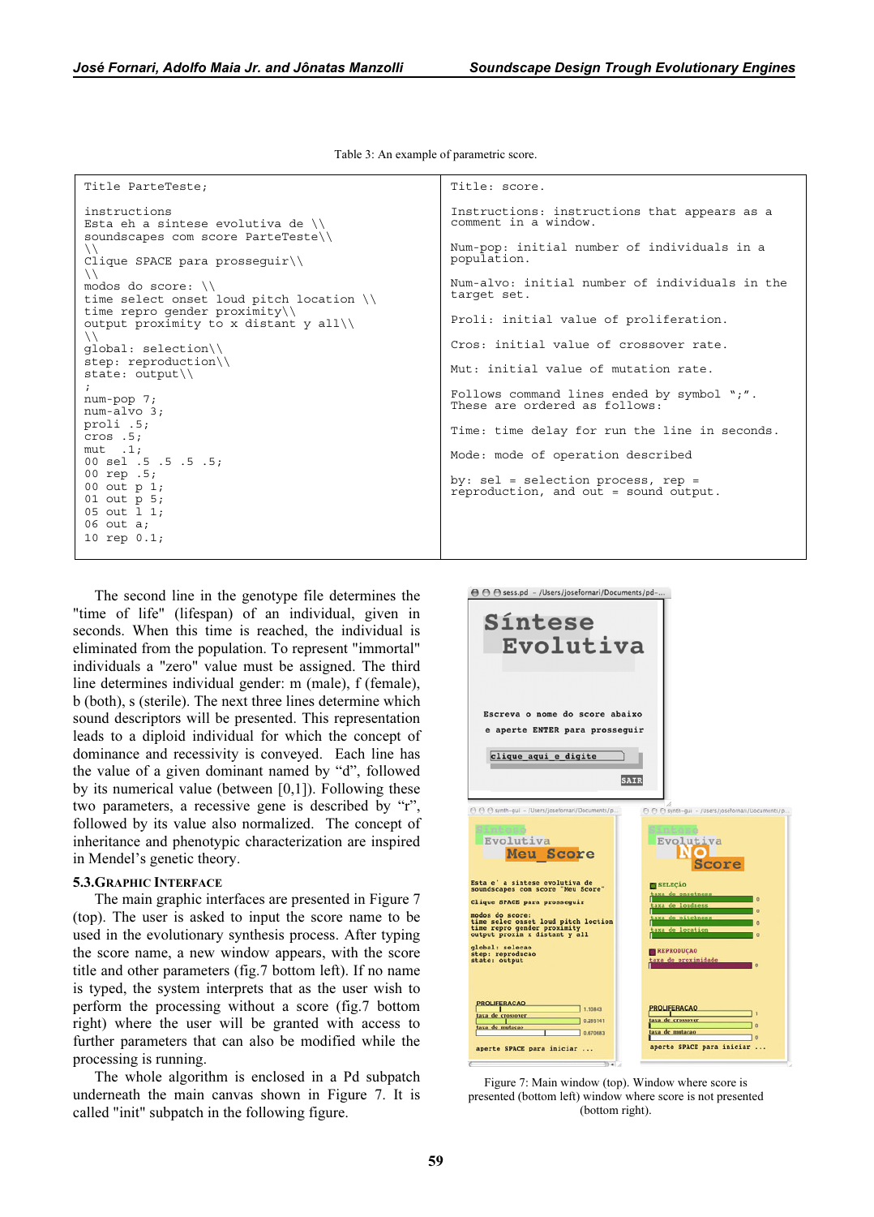Table 3: An example of parametric score.

| | |
|---|---|
| Title ParteTeste;<br><br>instructions<br>Esta eh a sintese evolutiva de \\<br>soundscapes com score ParteTeste\\<br>\\<br>Clique SPACE para prosseguir\\<br>\\<br>modos do score: \\<br>time select onset loud pitch location \\<br>time repro gender proximity\\<br>output proximity to x distant y all\\<br>\\<br>global: selection\\<br>step: reproduction\\<br>state: output\\<br>;<br>num-pop 7;<br>num-alvo 3;<br>proli .5;<br>cros .5;<br>mut .1;<br>00 sel .5 .5 .5 .5;<br>00 rep .5;<br>00 out p 1;<br>01 out p 5;<br>05 out l 1;<br>06 out a;<br>10 rep 0.1; | Title: score.<br><br>Instructions: instructions that appears as a comment in a window.<br><br>Num-pop: initial number of individuals in a population.<br><br>Num-alvo: initial number of individuals in the target set.<br><br>Proli: initial value of proliferation.<br><br>Cros: initial value of crossover rate.<br><br>Mut: initial value of mutation rate.<br><br>Follows command lines ended by symbol ";". These are ordered as follows:<br><br>Time: time delay for run the line in seconds.<br><br>Mode: mode of operation described<br><br>by: sel = selection process, rep = reproduction, and out = sound output. |

The second line in the genotype file determines the "time of life" (lifespan) of an individual, given in seconds. When this time is reached, the individual is eliminated from the population. To represent "immortal" individuals a "zero" value must be assigned. The third line determines individual gender: m (male), f (female), b (both), s (sterile). The next three lines determine which sound descriptors will be presented. This representation leads to a diploid individual for which the concept of dominance and recessivity is conveyed. Each line has the value of a given dominant named by "d", followed by its numerical value (between [0,1]). Following these two parameters, a recessive gene is described by "r", followed by its value also normalized. The concept of inheritance and phenotypic characterization are inspired in Mendel's genetic theory.

### 5.3. Graphic Interface

The main graphic interfaces are presented in Figure 7 (top). The user is asked to input the score name to be used in the evolutionary synthesis process. After typing the score name, a new window appears, with the score title and other parameters (fig.7 bottom left). If no name is typed, the system interprets that as the user wish to perform the processing without a score (fig.7 bottom right) where the user will be granted with access to further parameters that can also be modified while the processing is running.

The whole algorithm is enclosed in a Pd subpatch underneath the main canvas shown in Figure 7. It is called "init" subpatch in the following figure.

Figure 7: Main window (top). Window where score is presented (bottom left) window where score is not presented (bottom right).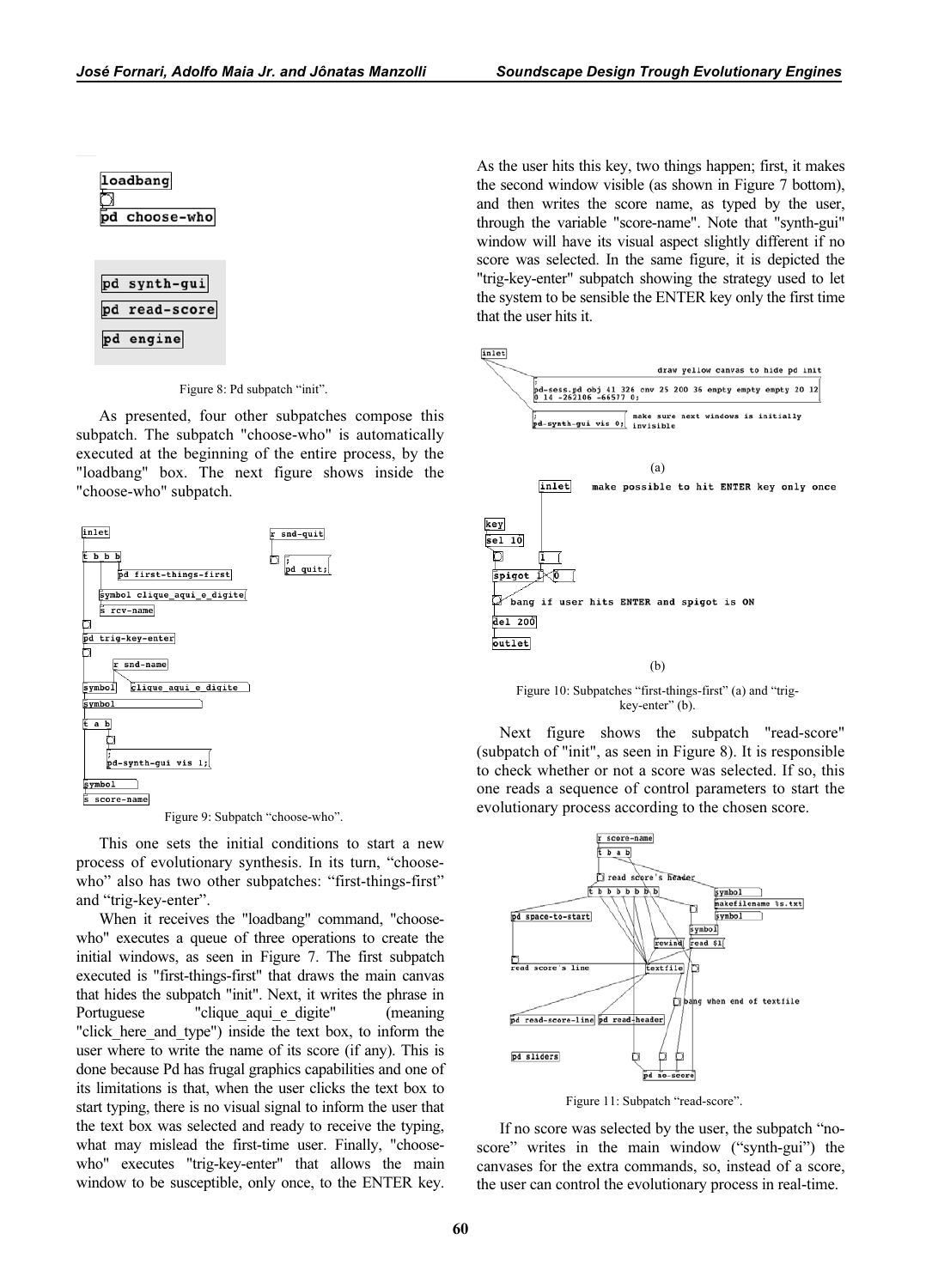Figure 8: Pd subpatch "init".

As presented, four other subpatches compose this subpatch. The subpatch "choose-who" is automatically executed at the beginning of the entire process, by the "loadbang" box. The next figure shows inside the "choose-who" subpatch.

Figure 9: Subpatch "choose-who".

This one sets the initial conditions to start a new process of evolutionary synthesis. In its turn, "choose-who" also has two other subpatches: "first-things-first" and "trig-key-enter".

When it receives the "loadbang" command, "choose-who" executes a queue of three operations to create the initial windows, as seen in Figure 7. The first subpatch executed is "first-things-first" that draws the main canvas that hides the subpatch "init". Next, it writes the phrase in Portuguese "clique_aqui_e_digite" (meaning "click_here_and_type") inside the text box, to inform the user where to write the name of its score (if any). This is done because Pd has frugal graphics capabilities and one of its limitations is that, when the user clicks the text box to start typing, there is no visual signal to inform the user that the text box was selected and ready to receive the typing, what may mislead the first-time user. Finally, "choose-who" executes "trig-key-enter" that allows the main window to be susceptible, only once, to the ENTER key. As the user hits this key, two things happen; first, it makes the second window visible (as shown in Figure 7 bottom), and then writes the score name, as typed by the user, through the variable "score-name". Note that "synth-gui" window will have its visual aspect slightly different if no score was selected. In the same figure, it is depicted the "trig-key-enter" subpatch showing the strategy used to let the system to be sensible the ENTER key only the first time that the user hits it.

(a)

(b)

Figure 10: Subpatches "first-things-first" (a) and "trig-key-enter" (b).

Next figure shows the subpatch "read-score" (subpatch of "init", as seen in Figure 8). It is responsible to check whether or not a score was selected. If so, this one reads a sequence of control parameters to start the evolutionary process according to the chosen score.

Figure 11: Subpatch "read-score".

If no score was selected by the user, the subpatch "no-score" writes in the main window ("synth-gui") the canvases for the extra commands, so, instead of a score, the user can control the evolutionary process in real-time.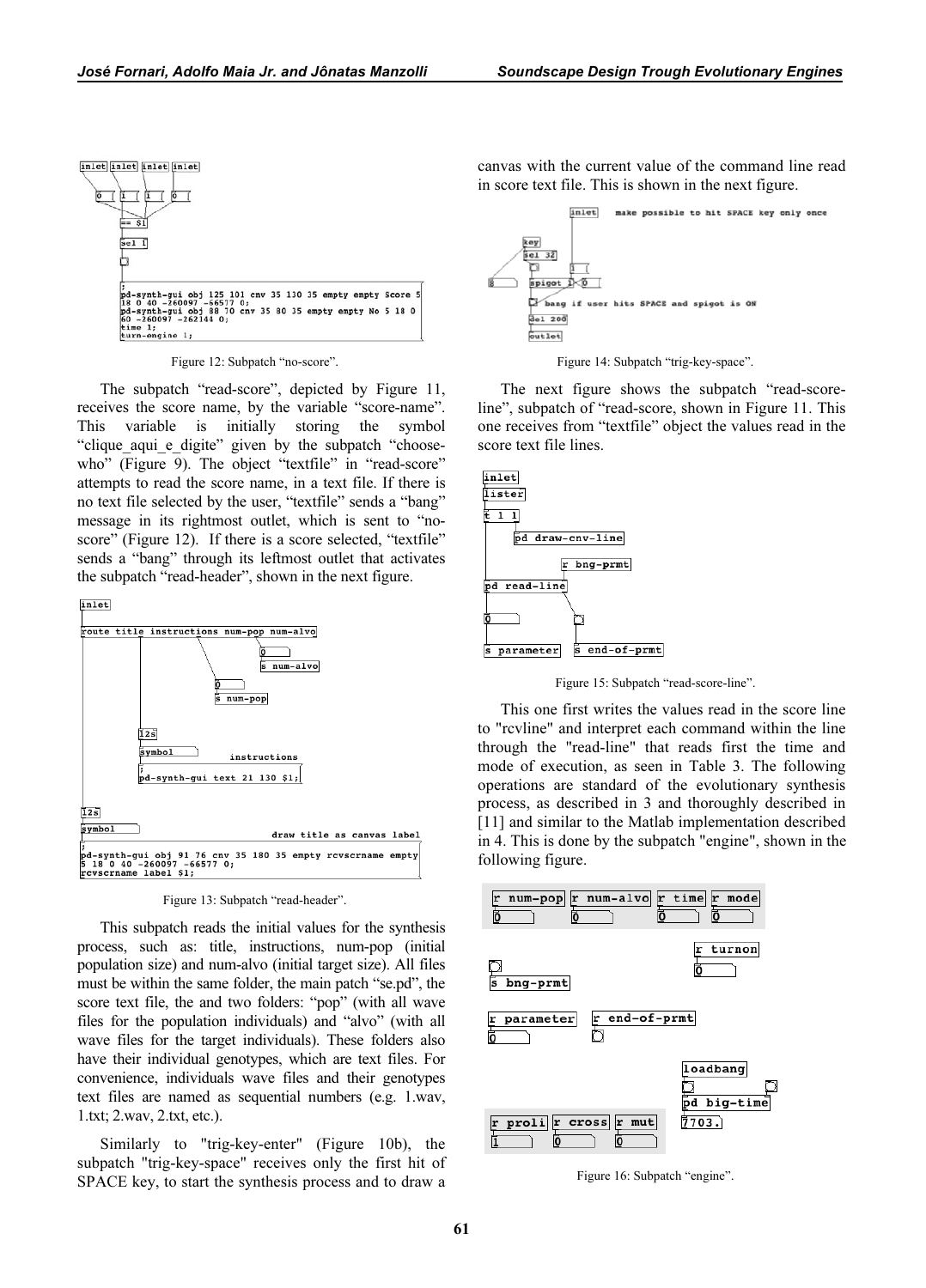Figure 12: Subpatch “no-score”.

The subpatch “read-score”, depicted by Figure 11, receives the score name, by the variable “score-name”. This variable is initially storing the symbol “clique_aqui_e_digite” given by the subpatch “choose-who” (Figure 9). The object “textfile” in “read-score” attempts to read the score name, in a text file. If there is no text file selected by the user, “textfile” sends a “bang” message in its rightmost outlet, which is sent to “no-score” (Figure 12). If there is a score selected, “textfile” sends a “bang” through its leftmost outlet that activates the subpatch “read-header”, shown in the next figure.

Figure 13: Subpatch “read-header”.

This subpatch reads the initial values for the synthesis process, such as: title, instructions, num-pop (initial population size) and num-alvo (initial target size). All files must be within the same folder, the main patch “se.pd”, the score text file, the and two folders: “pop” (with all wave files for the population individuals) and “alvo” (with all wave files for the target individuals). These folders also have their individual genotypes, which are text files. For convenience, individuals wave files and their genotypes text files are named as sequential numbers (e.g. 1.wav, 1.txt; 2.wav, 2.txt, etc.).

Similarly to "trig-key-enter" (Figure 10b), the subpatch "trig-key-space" receives only the first hit of SPACE key, to start the synthesis process and to draw a canvas with the current value of the command line read in score text file. This is shown in the next figure.

Figure 14: Subpatch “trig-key-space”.

The next figure shows the subpatch “read-score-line”, subpatch of “read-score, shown in Figure 11. This one receives from “textfile” object the values read in the score text file lines.

Figure 15: Subpatch “read-score-line”.

This one first writes the values read in the score line to "rcvline" and interpret each command within the line through the "read-line" that reads first the time and mode of execution, as seen in Table 3. The following operations are standard of the evolutionary synthesis process, as described in 3 and thoroughly described in [11] and similar to the Matlab implementation described in 4. This is done by the subpatch "engine", shown in the following figure.

Figure 16: Subpatch “engine”.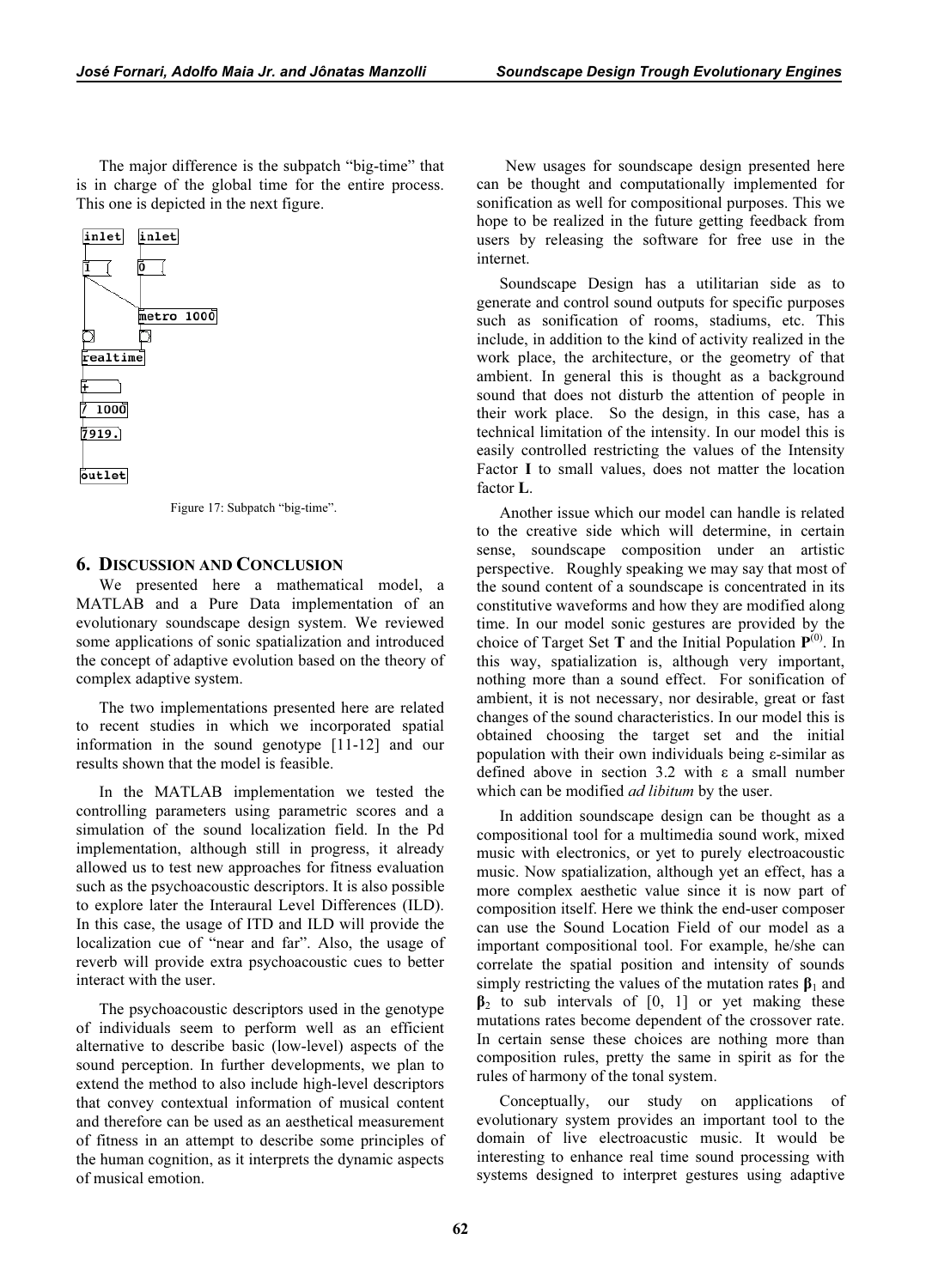The major difference is the subpatch "big-time" that is in charge of the global time for the entire process. This one is depicted in the next figure.

```
inlet   inlet
1 (     0 (
        metro 1000
realtime
+
/ 1000
7919.
outlet
```

Figure 17: Subpatch "big-time".

## 6. DISCUSSION AND CONCLUSION

We presented here a mathematical model, a MATLAB and a Pure Data implementation of an evolutionary soundscape design system. We reviewed some applications of sonic spatialization and introduced the concept of adaptive evolution based on the theory of complex adaptive system.

The two implementations presented here are related to recent studies in which we incorporated spatial information in the sound genotype [11-12] and our results shown that the model is feasible.

In the MATLAB implementation we tested the controlling parameters using parametric scores and a simulation of the sound localization field. In the Pd implementation, although still in progress, it already allowed us to test new approaches for fitness evaluation such as the psychoacoustic descriptors. It is also possible to explore later the Interaural Level Differences (ILD). In this case, the usage of ITD and ILD will provide the localization cue of "near and far". Also, the usage of reverb will provide extra psychoacoustic cues to better interact with the user.

The psychoacoustic descriptors used in the genotype of individuals seem to perform well as an efficient alternative to describe basic (low-level) aspects of the sound perception. In further developments, we plan to extend the method to also include high-level descriptors that convey contextual information of musical content and therefore can be used as an aesthetical measurement of fitness in an attempt to describe some principles of the human cognition, as it interprets the dynamic aspects of musical emotion.

New usages for soundscape design presented here can be thought and computationally implemented for sonification as well for compositional purposes. This we hope to be realized in the future getting feedback from users by releasing the software for free use in the internet.

Soundscape Design has a utilitarian side as to generate and control sound outputs for specific purposes such as sonification of rooms, stadiums, etc. This include, in addition to the kind of activity realized in the work place, the architecture, or the geometry of that ambient. In general this is thought as a background sound that does not disturb the attention of people in their work place. So the design, in this case, has a technical limitation of the intensity. In our model this is easily controlled restricting the values of the Intensity Factor **I** to small values, does not matter the location factor **L**.

Another issue which our model can handle is related to the creative side which will determine, in certain sense, soundscape composition under an artistic perspective. Roughly speaking we may say that most of the sound content of a soundscape is concentrated in its constitutive waveforms and how they are modified along time. In our model sonic gestures are provided by the choice of Target Set **T** and the Initial Population $\mathbf{P}^{(0)}$. In this way, spatialization is, although very important, nothing more than a sound effect. For sonification of ambient, it is not necessary, nor desirable, great or fast changes of the sound characteristics. In our model this is obtained choosing the target set and the initial population with their own individuals being ε-similar as defined above in section 3.2 with ε a small number which can be modified *ad libitum* by the user.

In addition soundscape design can be thought as a compositional tool for a multimedia sound work, mixed music with electronics, or yet to purely electroacoustic music. Now spatialization, although yet an effect, has a more complex aesthetic value since it is now part of composition itself. Here we think the end-user composer can use the Sound Location Field of our model as a important compositional tool. For example, he/she can correlate the spatial position and intensity of sounds simply restricting the values of the mutation rates $\boldsymbol{\beta}_1$ and $\boldsymbol{\beta}_2$ to sub intervals of [0, 1] or yet making these mutations rates become dependent of the crossover rate. In certain sense these choices are nothing more than composition rules, pretty the same in spirit as for the rules of harmony of the tonal system.

Conceptually, our study on applications of evolutionary system provides an important tool to the domain of live electroacustic music. It would be interesting to enhance real time sound processing with systems designed to interpret gestures using adaptive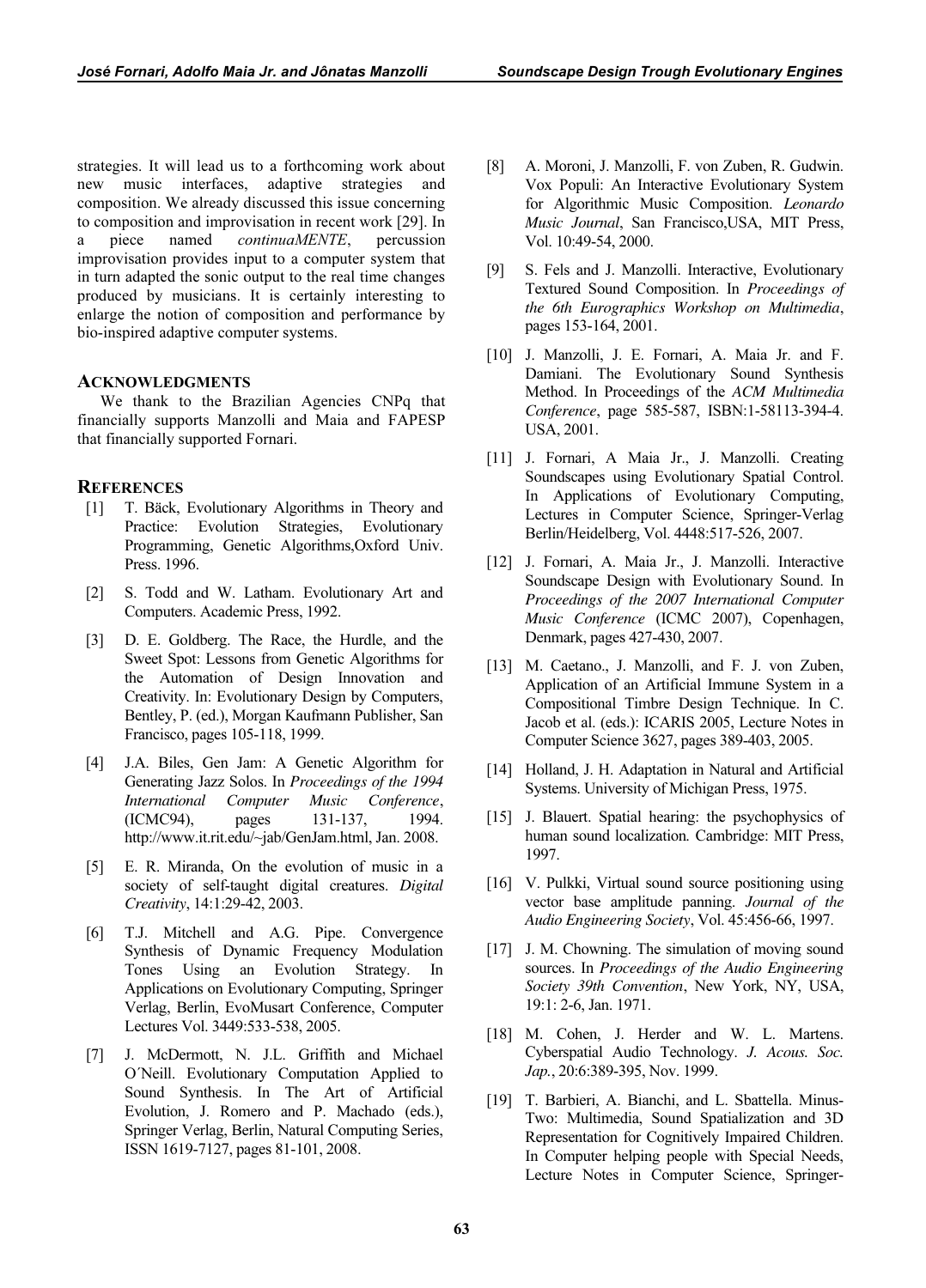strategies. It will lead us to a forthcoming work about new music interfaces, adaptive strategies and composition. We already discussed this issue concerning to composition and improvisation in recent work [29]. In a piece named *continuaMENTE*, percussion improvisation provides input to a computer system that in turn adapted the sonic output to the real time changes produced by musicians. It is certainly interesting to enlarge the notion of composition and performance by bio-inspired adaptive computer systems.

## ACKNOWLEDGMENTS

We thank to the Brazilian Agencies CNPq that financially supports Manzolli and Maia and FAPESP that financially supported Fornari.

## REFERENCES

[1] T. Bäck, Evolutionary Algorithms in Theory and Practice: Evolution Strategies, Evolutionary Programming, Genetic Algorithms,Oxford Univ. Press. 1996.

[2] S. Todd and W. Latham. Evolutionary Art and Computers. Academic Press, 1992.

[3] D. E. Goldberg. The Race, the Hurdle, and the Sweet Spot: Lessons from Genetic Algorithms for the Automation of Design Innovation and Creativity. In: Evolutionary Design by Computers, Bentley, P. (ed.), Morgan Kaufmann Publisher, San Francisco, pages 105-118, 1999.

[4] J.A. Biles, Gen Jam: A Genetic Algorithm for Generating Jazz Solos. In *Proceedings of the 1994 International Computer Music Conference*, (ICMC94), pages 131-137, 1994. http://www.it.rit.edu/~jab/GenJam.html, Jan. 2008.

[5] E. R. Miranda, On the evolution of music in a society of self-taught digital creatures. *Digital Creativity*, 14:1:29-42, 2003.

[6] T.J. Mitchell and A.G. Pipe. Convergence Synthesis of Dynamic Frequency Modulation Tones Using an Evolution Strategy. In Applications on Evolutionary Computing, Springer Verlag, Berlin, EvoMusart Conference, Computer Lectures Vol. 3449:533-538, 2005.

[7] J. McDermott, N. J.L. Griffith and Michael O´Neill. Evolutionary Computation Applied to Sound Synthesis. In The Art of Artificial Evolution, J. Romero and P. Machado (eds.), Springer Verlag, Berlin, Natural Computing Series, ISSN 1619-7127, pages 81-101, 2008.

[8] A. Moroni, J. Manzolli, F. von Zuben, R. Gudwin. Vox Populi: An Interactive Evolutionary System for Algorithmic Music Composition. *Leonardo Music Journal*, San Francisco,USA, MIT Press, Vol. 10:49-54, 2000.

[9] S. Fels and J. Manzolli. Interactive, Evolutionary Textured Sound Composition. In *Proceedings of the 6th Eurographics Workshop on Multimedia*, pages 153-164, 2001.

[10] J. Manzolli, J. E. Fornari, A. Maia Jr. and F. Damiani. The Evolutionary Sound Synthesis Method. In Proceedings of the *ACM Multimedia Conference*, page 585-587, ISBN:1-58113-394-4. USA, 2001.

[11] J. Fornari, A Maia Jr., J. Manzolli. Creating Soundscapes using Evolutionary Spatial Control. In Applications of Evolutionary Computing, Lectures in Computer Science, Springer-Verlag Berlin/Heidelberg, Vol. 4448:517-526, 2007.

[12] J. Fornari, A. Maia Jr., J. Manzolli. Interactive Soundscape Design with Evolutionary Sound. In *Proceedings of the 2007 International Computer Music Conference* (ICMC 2007), Copenhagen, Denmark, pages 427-430, 2007.

[13] M. Caetano., J. Manzolli, and F. J. von Zuben, Application of an Artificial Immune System in a Compositional Timbre Design Technique. In C. Jacob et al. (eds.): ICARIS 2005, Lecture Notes in Computer Science 3627, pages 389-403, 2005.

[14] Holland, J. H. Adaptation in Natural and Artificial Systems. University of Michigan Press, 1975.

[15] J. Blauert. Spatial hearing: the psychophysics of human sound localization. Cambridge: MIT Press, 1997.

[16] V. Pulkki, Virtual sound source positioning using vector base amplitude panning. *Journal of the Audio Engineering Society*, Vol. 45:456-66, 1997.

[17] J. M. Chowning. The simulation of moving sound sources. In *Proceedings of the Audio Engineering Society 39th Convention*, New York, NY, USA, 19:1: 2-6, Jan. 1971.

[18] M. Cohen, J. Herder and W. L. Martens. Cyberspatial Audio Technology. *J. Acous. Soc. Jap.*, 20:6:389-395, Nov. 1999.

[19] T. Barbieri, A. Bianchi, and L. Sbattella. Minus-Two: Multimedia, Sound Spatialization and 3D Representation for Cognitively Impaired Children. In Computer helping people with Special Needs, Lecture Notes in Computer Science, Springer-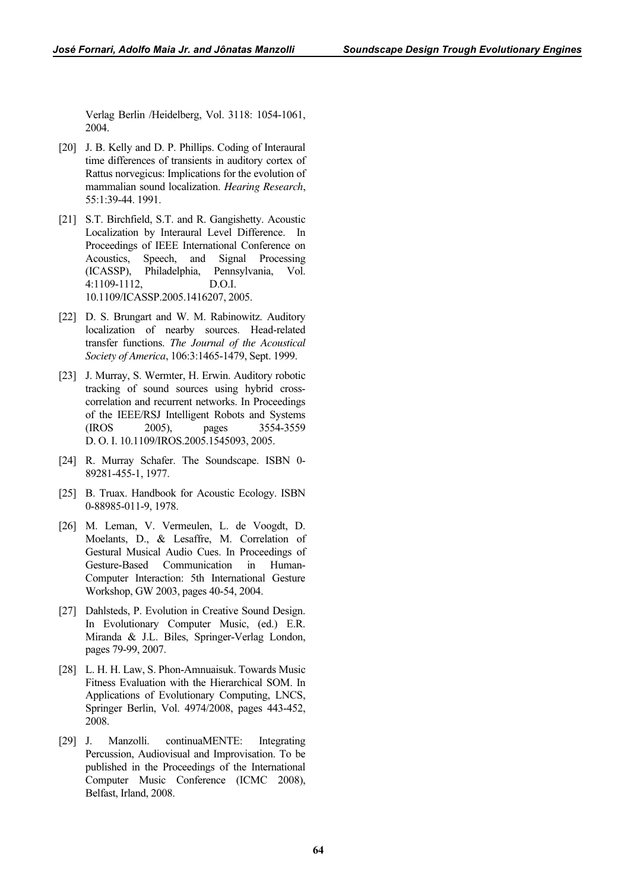Verlag Berlin /Heidelberg, Vol. 3118: 1054-1061, 2004.

[20] J. B. Kelly and D. P. Phillips. Coding of Interaural time differences of transients in auditory cortex of Rattus norvegicus: Implications for the evolution of mammalian sound localization. *Hearing Research*, 55:1:39-44. 1991.

[21] S.T. Birchfield, S.T. and R. Gangishetty. Acoustic Localization by Interaural Level Difference. In Proceedings of IEEE International Conference on Acoustics, Speech, and Signal Processing (ICASSP), Philadelphia, Pennsylvania, Vol. 4:1109-1112, D.O.I. 10.1109/ICASSP.2005.1416207, 2005.

[22] D. S. Brungart and W. M. Rabinowitz. Auditory localization of nearby sources. Head-related transfer functions. *The Journal of the Acoustical Society of America*, 106:3:1465-1479, Sept. 1999.

[23] J. Murray, S. Wermter, H. Erwin. Auditory robotic tracking of sound sources using hybrid cross-correlation and recurrent networks. In Proceedings of the IEEE/RSJ Intelligent Robots and Systems (IROS 2005), pages 3554-3559 D. O. I. 10.1109/IROS.2005.1545093, 2005.

[24] R. Murray Schafer. The Soundscape. ISBN 0-89281-455-1, 1977.

[25] B. Truax. Handbook for Acoustic Ecology. ISBN 0-88985-011-9, 1978.

[26] M. Leman, V. Vermeulen, L. de Voogdt, D. Moelants, D., & Lesaffre, M. Correlation of Gestural Musical Audio Cues. In Proceedings of Gesture-Based Communication in Human-Computer Interaction: 5th International Gesture Workshop, GW 2003, pages 40-54, 2004.

[27] Dahlsteds, P. Evolution in Creative Sound Design. In Evolutionary Computer Music, (ed.) E.R. Miranda & J.L. Biles, Springer-Verlag London, pages 79-99, 2007.

[28] L. H. H. Law, S. Phon-Amnuaisuk. Towards Music Fitness Evaluation with the Hierarchical SOM. In Applications of Evolutionary Computing, LNCS, Springer Berlin, Vol. 4974/2008, pages 443-452, 2008.

[29] J. Manzolli. continuaMENTE: Integrating Percussion, Audiovisual and Improvisation. To be published in the Proceedings of the International Computer Music Conference (ICMC 2008), Belfast, Irland, 2008.